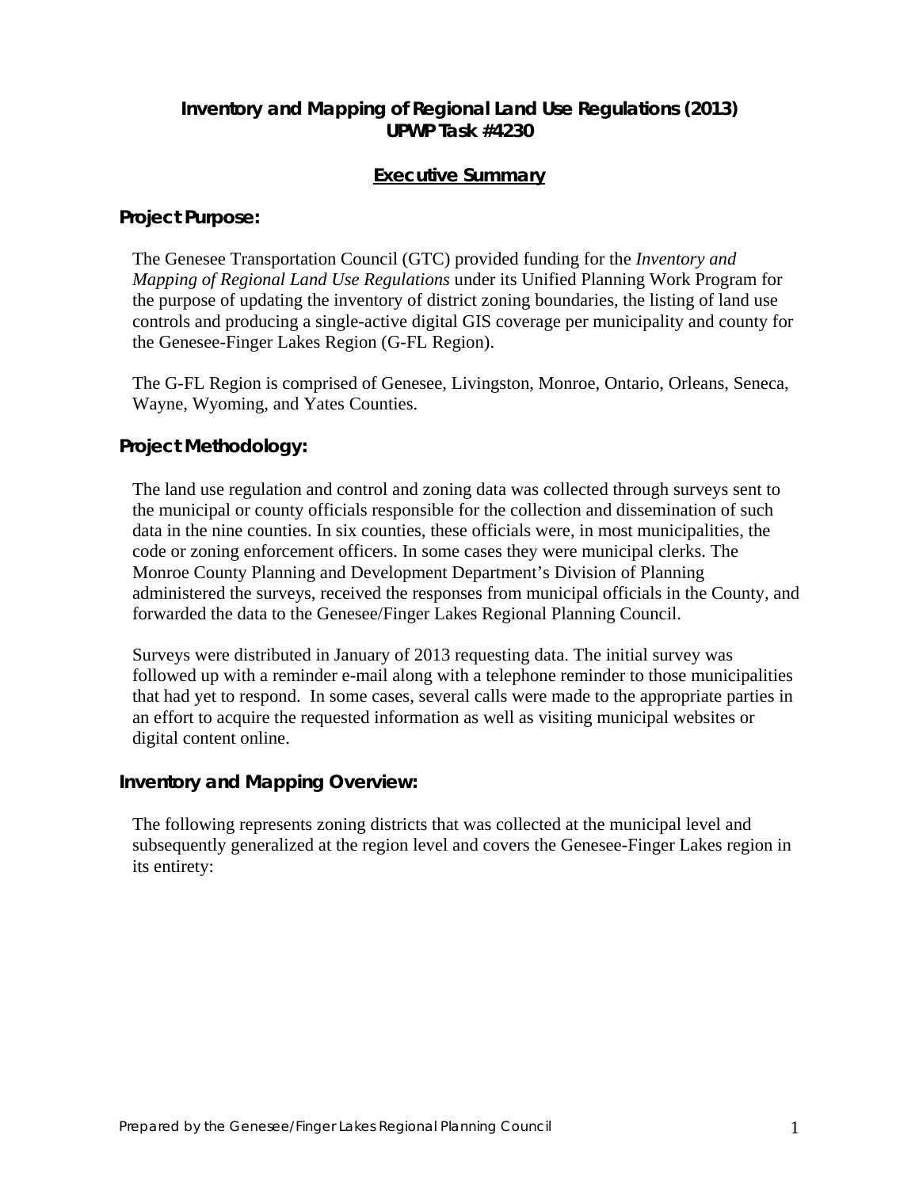# Inventory and Mapping of Regional Land Use Regulations (2013)
## UPWP Task #4230

## Executive Summary

### Project Purpose:

The Genesee Transportation Council (GTC) provided funding for the *Inventory and Mapping of Regional Land Use Regulations* under its Unified Planning Work Program for the purpose of updating the inventory of district zoning boundaries, the listing of land use controls and producing a single-active digital GIS coverage per municipality and county for the Genesee-Finger Lakes Region (G-FL Region).

The G-FL Region is comprised of Genesee, Livingston, Monroe, Ontario, Orleans, Seneca, Wayne, Wyoming, and Yates Counties.

### Project Methodology:

The land use regulation and control and zoning data was collected through surveys sent to the municipal or county officials responsible for the collection and dissemination of such data in the nine counties. In six counties, these officials were, in most municipalities, the code or zoning enforcement officers. In some cases they were municipal clerks. The Monroe County Planning and Development Department's Division of Planning administered the surveys, received the responses from municipal officials in the County, and forwarded the data to the Genesee/Finger Lakes Regional Planning Council.

Surveys were distributed in January of 2013 requesting data. The initial survey was followed up with a reminder e-mail along with a telephone reminder to those municipalities that had yet to respond. In some cases, several calls were made to the appropriate parties in an effort to acquire the requested information as well as visiting municipal websites or digital content online.

### Inventory and Mapping Overview:

The following represents zoning districts that was collected at the municipal level and subsequently generalized at the region level and covers the Genesee-Finger Lakes region in its entirety: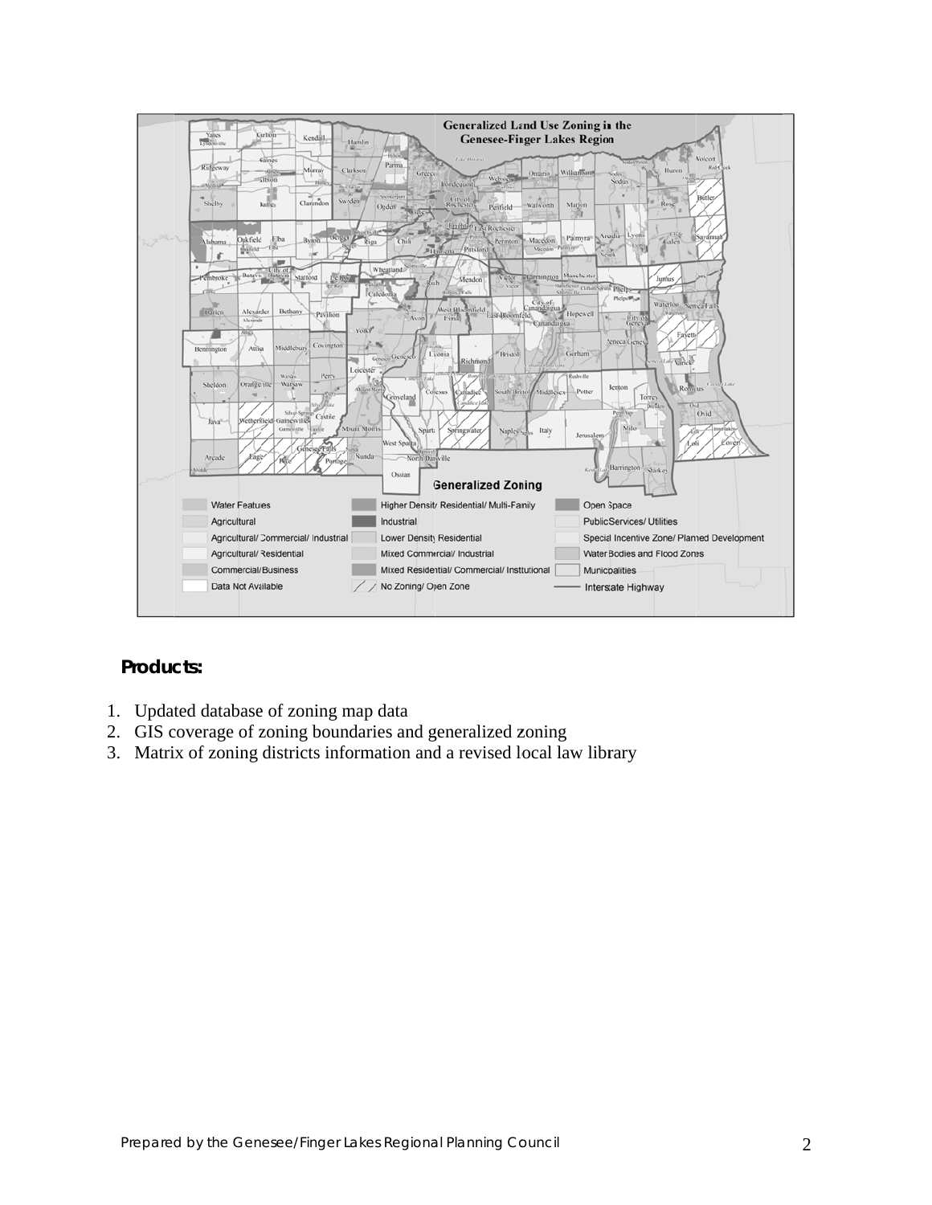Generalized Land Use Zoning in the Genesee-Finger Lakes Region

Generalized Zoning

Water Features
Agricultural
Agricultural/ Commercial/ Industrial
Agricultural/ Residential
Commercial/Business
Data Not Available
Higher Density Residential/ Multi-Family
Industrial
Lower Density Residential
Mixed Commercial/ Industrial
Mixed Residential/ Commercial/ Institutional
No Zoning/ Open Zone
Open Space
PublicServices/ Utilities
Special Incentive Zone/ Planned Development
Water Bodies and Flood Zones
Municipalities
Interstate Highway

**Products:**

1. Updated database of zoning map data
2. GIS coverage of zoning boundaries and generalized zoning
3. Matrix of zoning districts information and a revised local law library

*Prepared by the Genesee/Finger Lakes Regional Planning Council*